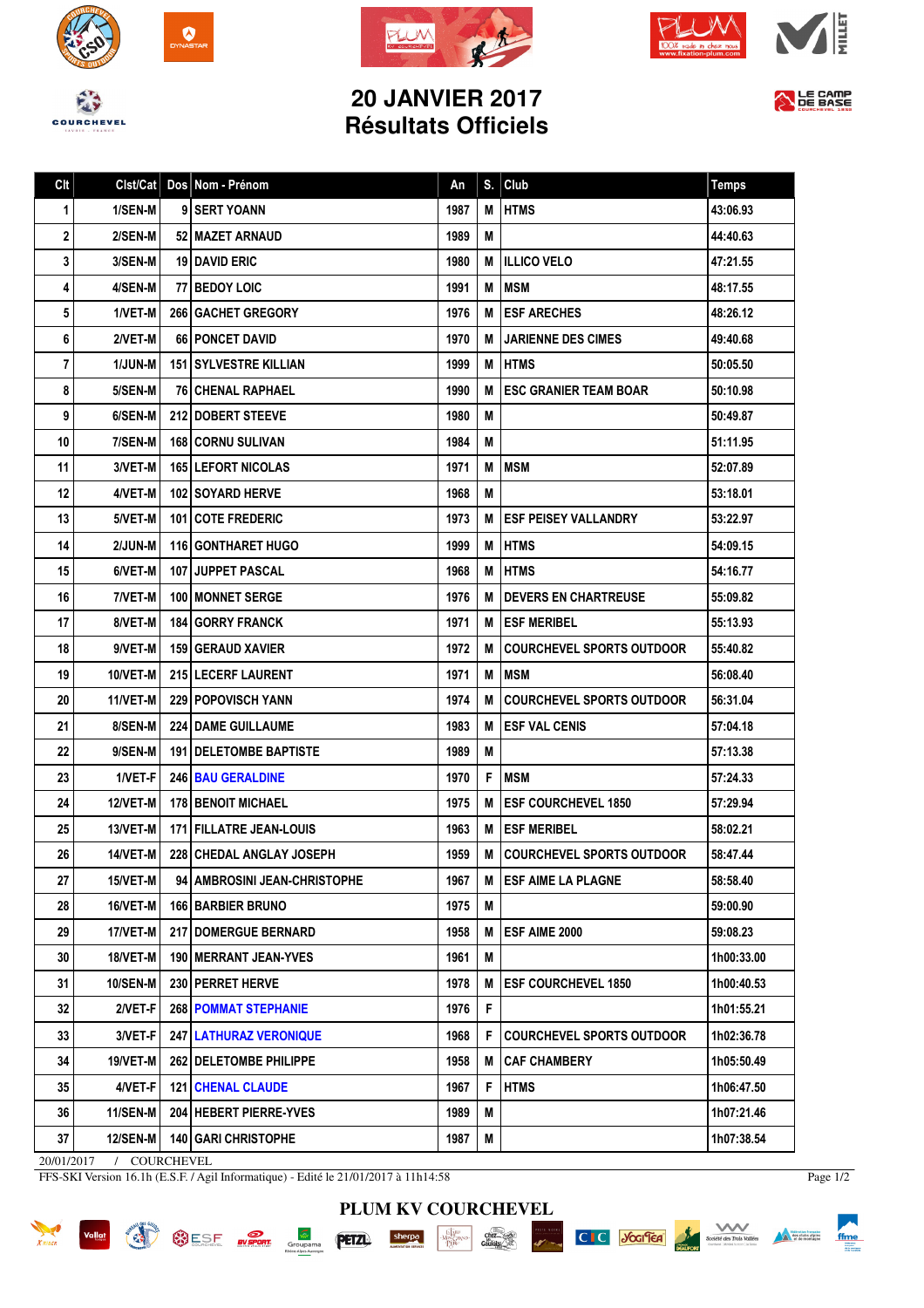# 20 JANVIER 2017
# Résultats Officiels

| Clt | Clst/Cat | Dos | Nom - Prénom | An | S. | Club | Temps |
|---|---|---|---|---|---|---|---|
| 1 | 1/SEN-M | 9 | SERT YOANN | 1987 | M | HTMS | 43:06.93 |
| 2 | 2/SEN-M | 52 | MAZET ARNAUD | 1989 | M | | 44:40.63 |
| 3 | 3/SEN-M | 19 | DAVID ERIC | 1980 | M | ILLICO VELO | 47:21.55 |
| 4 | 4/SEN-M | 77 | BEDOY LOIC | 1991 | M | MSM | 48:17.55 |
| 5 | 1/VET-M | 266 | GACHET GREGORY | 1976 | M | ESF ARECHES | 48:26.12 |
| 6 | 2/VET-M | 66 | PONCET DAVID | 1970 | M | JARIENNE DES CIMES | 49:40.68 |
| 7 | 1/JUN-M | 151 | SYLVESTRE KILLIAN | 1999 | M | HTMS | 50:05.50 |
| 8 | 5/SEN-M | 76 | CHENAL RAPHAEL | 1990 | M | ESC GRANIER TEAM BOAR | 50:10.98 |
| 9 | 6/SEN-M | 212 | DOBERT STEEVE | 1980 | M | | 50:49.87 |
| 10 | 7/SEN-M | 168 | CORNU SULIVAN | 1984 | M | | 51:11.95 |
| 11 | 3/VET-M | 165 | LEFORT NICOLAS | 1971 | M | MSM | 52:07.89 |
| 12 | 4/VET-M | 102 | SOYARD HERVE | 1968 | M | | 53:18.01 |
| 13 | 5/VET-M | 101 | COTE FREDERIC | 1973 | M | ESF PEISEY VALLANDRY | 53:22.97 |
| 14 | 2/JUN-M | 116 | GONTHARET HUGO | 1999 | M | HTMS | 54:09.15 |
| 15 | 6/VET-M | 107 | JUPPET PASCAL | 1968 | M | HTMS | 54:16.77 |
| 16 | 7/VET-M | 100 | MONNET SERGE | 1976 | M | DEVERS EN CHARTREUSE | 55:09.82 |
| 17 | 8/VET-M | 184 | GORRY FRANCK | 1971 | M | ESF MERIBEL | 55:13.93 |
| 18 | 9/VET-M | 159 | GERAUD XAVIER | 1972 | M | COURCHEVEL SPORTS OUTDOOR | 55:40.82 |
| 19 | 10/VET-M | 215 | LECERF LAURENT | 1971 | M | MSM | 56:08.40 |
| 20 | 11/VET-M | 229 | POPOVISCH YANN | 1974 | M | COURCHEVEL SPORTS OUTDOOR | 56:31.04 |
| 21 | 8/SEN-M | 224 | DAME GUILLAUME | 1983 | M | ESF VAL CENIS | 57:04.18 |
| 22 | 9/SEN-M | 191 | DELETOMBE BAPTISTE | 1989 | M | | 57:13.38 |
| 23 | 1/VET-F | 246 | BAU GERALDINE | 1970 | F | MSM | 57:24.33 |
| 24 | 12/VET-M | 178 | BENOIT MICHAEL | 1975 | M | ESF COURCHEVEL 1850 | 57:29.94 |
| 25 | 13/VET-M | 171 | FILLATRE JEAN-LOUIS | 1963 | M | ESF MERIBEL | 58:02.21 |
| 26 | 14/VET-M | 228 | CHEDAL ANGLAY JOSEPH | 1959 | M | COURCHEVEL SPORTS OUTDOOR | 58:47.44 |
| 27 | 15/VET-M | 94 | AMBROSINI JEAN-CHRISTOPHE | 1967 | M | ESF AIME LA PLAGNE | 58:58.40 |
| 28 | 16/VET-M | 166 | BARBIER BRUNO | 1975 | M | | 59:00.90 |
| 29 | 17/VET-M | 217 | DOMERGUE BERNARD | 1958 | M | ESF AIME 2000 | 59:08.23 |
| 30 | 18/VET-M | 190 | MERRANT JEAN-YVES | 1961 | M | | 1h00:33.00 |
| 31 | 10/SEN-M | 230 | PERRET HERVE | 1978 | M | ESF COURCHEVEL 1850 | 1h00:40.53 |
| 32 | 2/VET-F | 268 | POMMAT STEPHANIE | 1976 | F | | 1h01:55.21 |
| 33 | 3/VET-F | 247 | LATHURAZ VERONIQUE | 1968 | F | COURCHEVEL SPORTS OUTDOOR | 1h02:36.78 |
| 34 | 19/VET-M | 262 | DELETOMBE PHILIPPE | 1958 | M | CAF CHAMBERY | 1h05:50.49 |
| 35 | 4/VET-F | 121 | CHENAL CLAUDE | 1967 | F | HTMS | 1h06:47.50 |
| 36 | 11/SEN-M | 204 | HEBERT PIERRE-YVES | 1989 | M | | 1h07:21.46 |
| 37 | 12/SEN-M | 140 | GARI CHRISTOPHE | 1987 | M | | 1h07:38.54 |

20/01/2017 / COURCHEVEL

FFS-SKI Version 16.1h (E.S.F. / Agil Informatique) - Edité le 21/01/2017 à 11h14:58

PLUM KV COURCHEVEL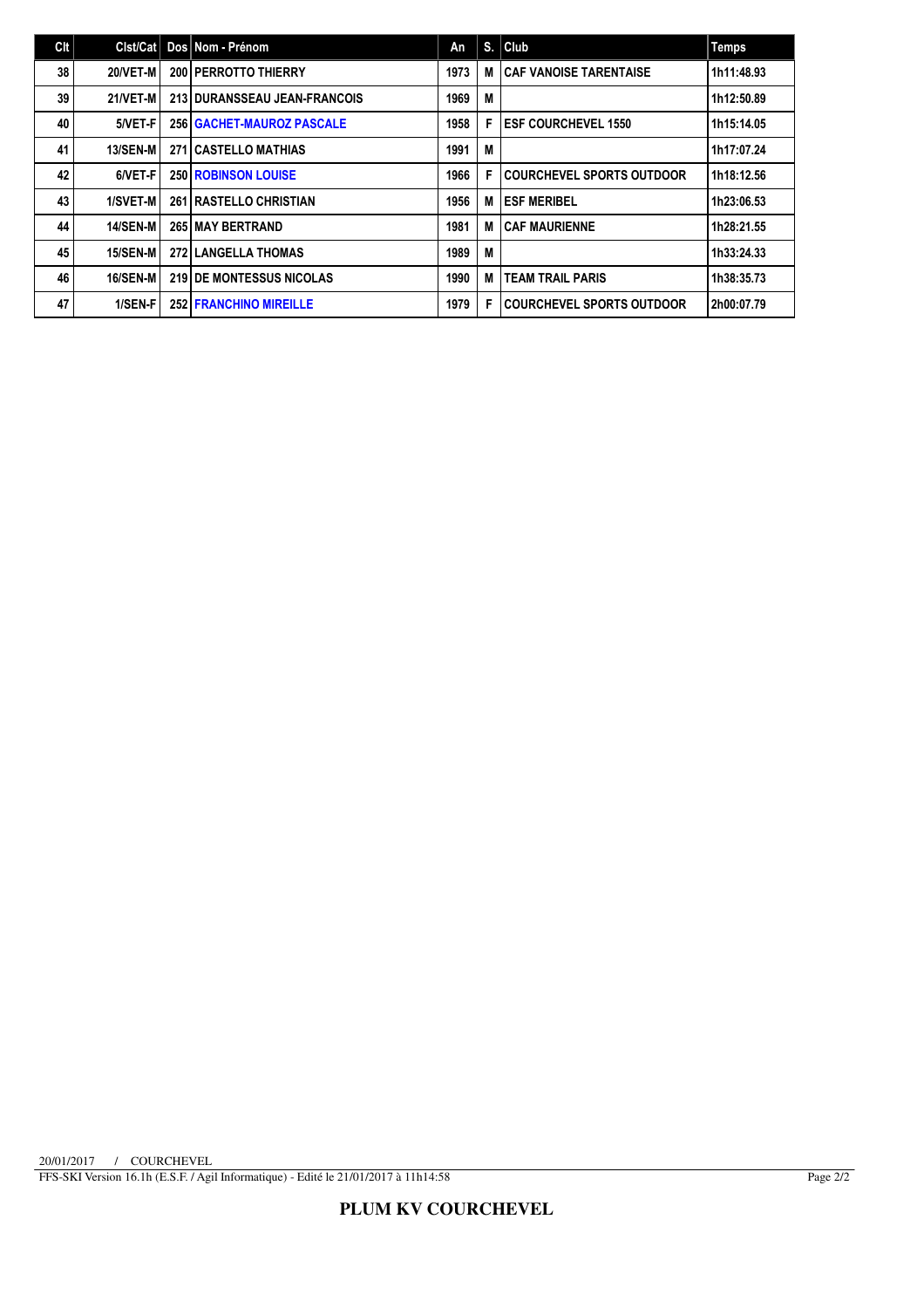| Clt | Clst/Cat | Dos | Nom - Prénom | An | S. | Club | Temps |
|---|---|---|---|---|---|---|---|
| 38 | 20/VET-M | 200 | PERROTTO THIERRY | 1973 | M | CAF VANOISE TARENTAISE | 1h11:48.93 |
| 39 | 21/VET-M | 213 | DURANSSEAU JEAN-FRANCOIS | 1969 | M | | 1h12:50.89 |
| 40 | 5/VET-F | 256 | GACHET-MAUROZ PASCALE | 1958 | F | ESF COURCHEVEL 1550 | 1h15:14.05 |
| 41 | 13/SEN-M | 271 | CASTELLO MATHIAS | 1991 | M | | 1h17:07.24 |
| 42 | 6/VET-F | 250 | ROBINSON LOUISE | 1966 | F | COURCHEVEL SPORTS OUTDOOR | 1h18:12.56 |
| 43 | 1/SVET-M | 261 | RASTELLO CHRISTIAN | 1956 | M | ESF MERIBEL | 1h23:06.53 |
| 44 | 14/SEN-M | 265 | MAY BERTRAND | 1981 | M | CAF MAURIENNE | 1h28:21.55 |
| 45 | 15/SEN-M | 272 | LANGELLA THOMAS | 1989 | M | | 1h33:24.33 |
| 46 | 16/SEN-M | 219 | DE MONTESSUS NICOLAS | 1990 | M | TEAM TRAIL PARIS | 1h38:35.73 |
| 47 | 1/SEN-F | 252 | FRANCHINO MIREILLE | 1979 | F | COURCHEVEL SPORTS OUTDOOR | 2h00:07.79 |

20/01/2017 / COURCHEVEL

FFS-SKI Version 16.1h (E.S.F. / Agil Informatique) - Edité le 21/01/2017 à 11h14:58

**PLUM KV COURCHEVEL**